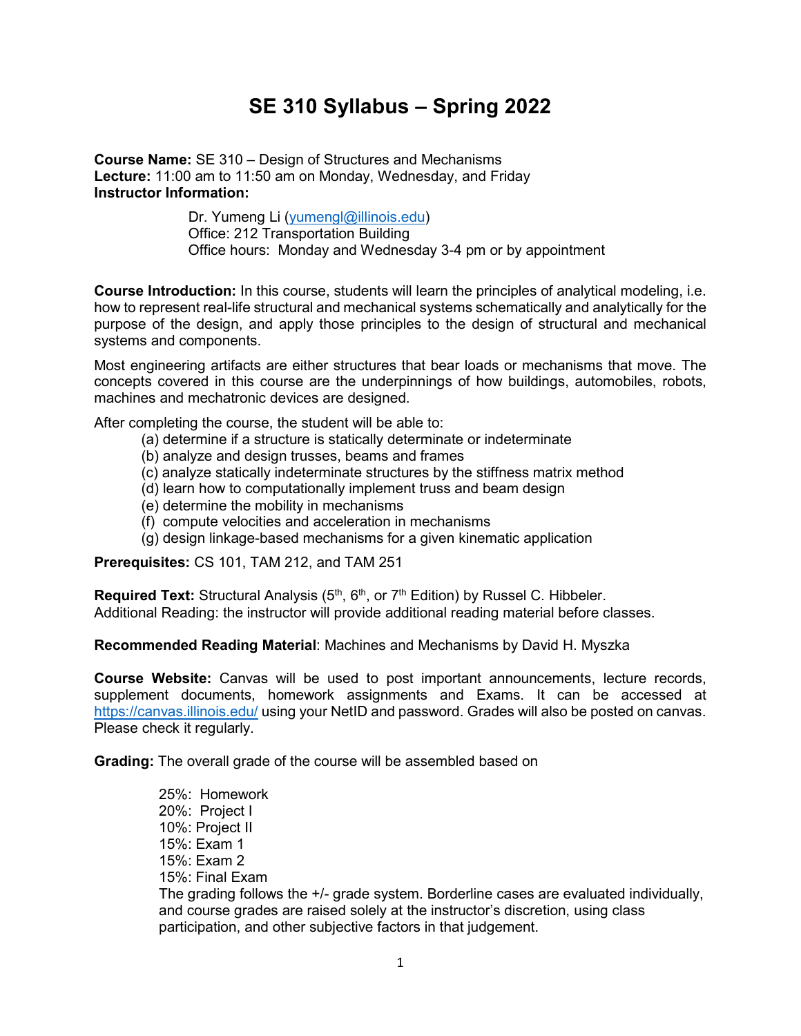# SE 310 Syllabus – Spring 2022

**Course Name:** SE 310 – Design of Structures and Mechanisms
**Lecture:** 11:00 am to 11:50 am on Monday, Wednesday, and Friday
**Instructor Information:**

> Dr. Yumeng Li (yumengl@illinois.edu)
> Office: 212 Transportation Building
> Office hours: Monday and Wednesday 3-4 pm or by appointment

**Course Introduction:** In this course, students will learn the principles of analytical modeling, i.e. how to represent real-life structural and mechanical systems schematically and analytically for the purpose of the design, and apply those principles to the design of structural and mechanical systems and components.

Most engineering artifacts are either structures that bear loads or mechanisms that move. The concepts covered in this course are the underpinnings of how buildings, automobiles, robots, machines and mechatronic devices are designed.

After completing the course, the student will be able to:

- (a) determine if a structure is statically determinate or indeterminate
- (b) analyze and design trusses, beams and frames
- (c) analyze statically indeterminate structures by the stiffness matrix method
- (d) learn how to computationally implement truss and beam design
- (e) determine the mobility in mechanisms
- (f) compute velocities and acceleration in mechanisms
- (g) design linkage-based mechanisms for a given kinematic application

**Prerequisites:** CS 101, TAM 212, and TAM 251

**Required Text:** Structural Analysis (5th, 6th, or 7th Edition) by Russel C. Hibbeler.
Additional Reading: the instructor will provide additional reading material before classes.

**Recommended Reading Material**: Machines and Mechanisms by David H. Myszka

**Course Website:** Canvas will be used to post important announcements, lecture records, supplement documents, homework assignments and Exams. It can be accessed at https://canvas.illinois.edu/ using your NetID and password. Grades will also be posted on canvas. Please check it regularly.

**Grading:** The overall grade of the course will be assembled based on

> 25%: Homework
> 20%: Project I
> 10%: Project II
> 15%: Exam 1
> 15%: Exam 2
> 15%: Final Exam
>
> The grading follows the +/- grade system. Borderline cases are evaluated individually, and course grades are raised solely at the instructor's discretion, using class participation, and other subjective factors in that judgement.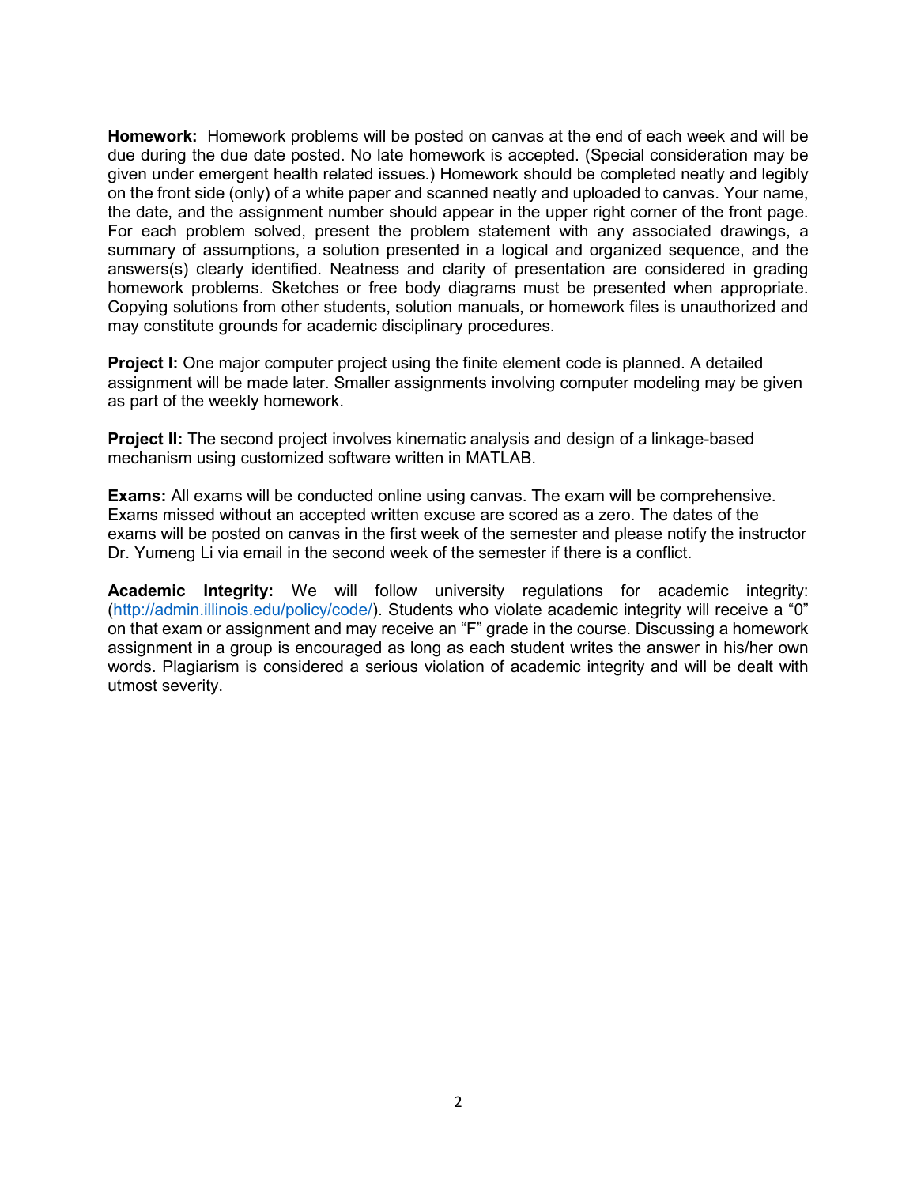**Homework:** Homework problems will be posted on canvas at the end of each week and will be due during the due date posted. No late homework is accepted. (Special consideration may be given under emergent health related issues.) Homework should be completed neatly and legibly on the front side (only) of a white paper and scanned neatly and uploaded to canvas. Your name, the date, and the assignment number should appear in the upper right corner of the front page. For each problem solved, present the problem statement with any associated drawings, a summary of assumptions, a solution presented in a logical and organized sequence, and the answers(s) clearly identified. Neatness and clarity of presentation are considered in grading homework problems. Sketches or free body diagrams must be presented when appropriate. Copying solutions from other students, solution manuals, or homework files is unauthorized and may constitute grounds for academic disciplinary procedures.

**Project I:** One major computer project using the finite element code is planned. A detailed assignment will be made later. Smaller assignments involving computer modeling may be given as part of the weekly homework.

**Project II:** The second project involves kinematic analysis and design of a linkage-based mechanism using customized software written in MATLAB.

**Exams:** All exams will be conducted online using canvas. The exam will be comprehensive. Exams missed without an accepted written excuse are scored as a zero. The dates of the exams will be posted on canvas in the first week of the semester and please notify the instructor Dr. Yumeng Li via email in the second week of the semester if there is a conflict.

**Academic Integrity:** We will follow university regulations for academic integrity: ([http://admin.illinois.edu/policy/code/](http://admin.illinois.edu/policy/code/)). Students who violate academic integrity will receive a "0" on that exam or assignment and may receive an "F" grade in the course. Discussing a homework assignment in a group is encouraged as long as each student writes the answer in his/her own words. Plagiarism is considered a serious violation of academic integrity and will be dealt with utmost severity.